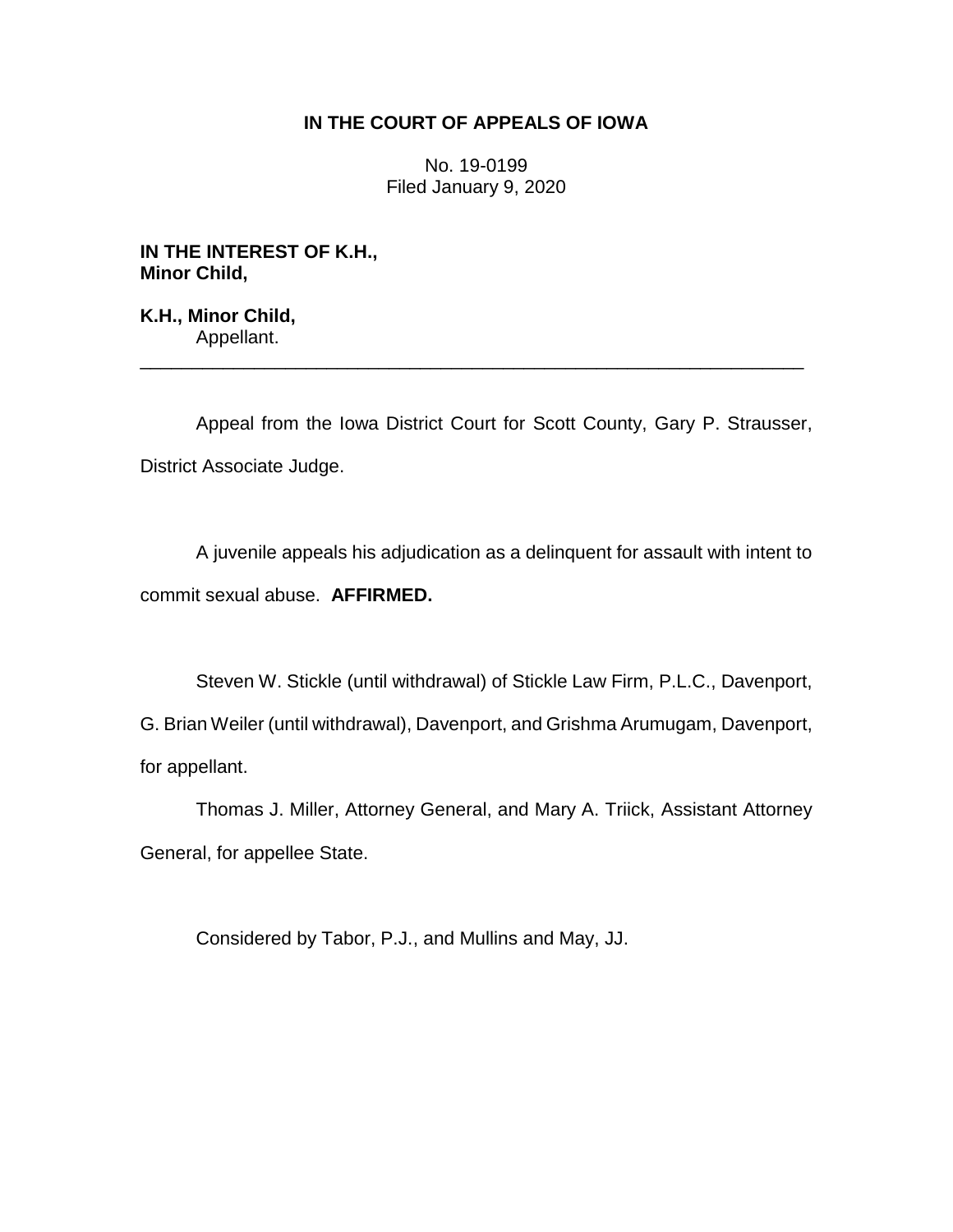# IN THE COURT OF APPEALS OF IOWA

No. 19-0199
Filed January 9, 2020

**IN THE INTEREST OF K.H.,**
**Minor Child,**

**K.H., Minor Child,**
Appellant.

---

Appeal from the Iowa District Court for Scott County, Gary P. Strausser, District Associate Judge.

A juvenile appeals his adjudication as a delinquent for assault with intent to commit sexual abuse. **AFFIRMED.**

Steven W. Stickle (until withdrawal) of Stickle Law Firm, P.L.C., Davenport, G. Brian Weiler (until withdrawal), Davenport, and Grishma Arumugam, Davenport, for appellant.

Thomas J. Miller, Attorney General, and Mary A. Triick, Assistant Attorney General, for appellee State.

Considered by Tabor, P.J., and Mullins and May, JJ.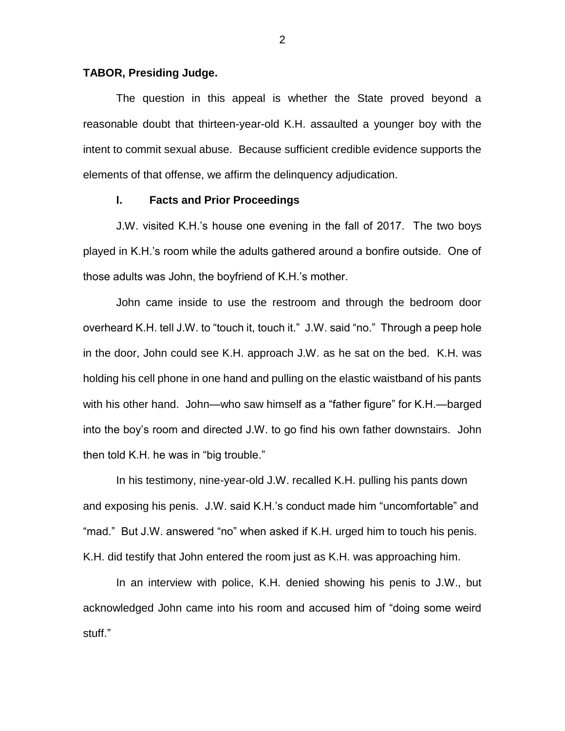**TABOR, Presiding Judge.**

The question in this appeal is whether the State proved beyond a reasonable doubt that thirteen-year-old K.H. assaulted a younger boy with the intent to commit sexual abuse. Because sufficient credible evidence supports the elements of that offense, we affirm the delinquency adjudication.

## I. Facts and Prior Proceedings

J.W. visited K.H.'s house one evening in the fall of 2017. The two boys played in K.H.'s room while the adults gathered around a bonfire outside. One of those adults was John, the boyfriend of K.H.'s mother.

John came inside to use the restroom and through the bedroom door overheard K.H. tell J.W. to "touch it, touch it." J.W. said "no." Through a peep hole in the door, John could see K.H. approach J.W. as he sat on the bed. K.H. was holding his cell phone in one hand and pulling on the elastic waistband of his pants with his other hand. John—who saw himself as a "father figure" for K.H.—barged into the boy's room and directed J.W. to go find his own father downstairs. John then told K.H. he was in "big trouble."

In his testimony, nine-year-old J.W. recalled K.H. pulling his pants down and exposing his penis. J.W. said K.H.'s conduct made him "uncomfortable" and "mad." But J.W. answered "no" when asked if K.H. urged him to touch his penis. K.H. did testify that John entered the room just as K.H. was approaching him.

In an interview with police, K.H. denied showing his penis to J.W., but acknowledged John came into his room and accused him of "doing some weird stuff."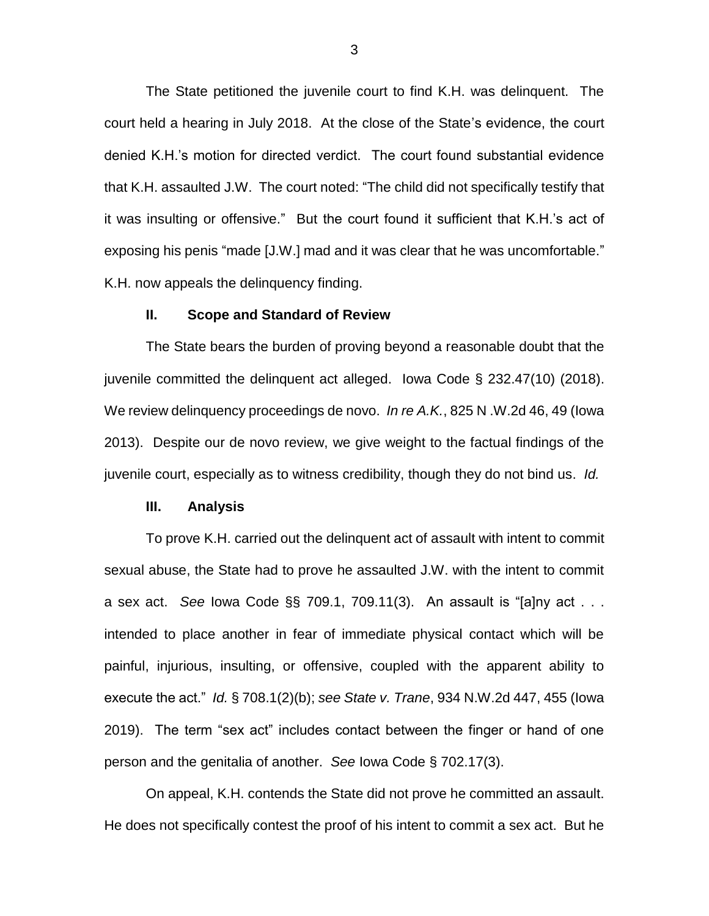The State petitioned the juvenile court to find K.H. was delinquent. The court held a hearing in July 2018. At the close of the State's evidence, the court denied K.H.'s motion for directed verdict. The court found substantial evidence that K.H. assaulted J.W. The court noted: "The child did not specifically testify that it was insulting or offensive." But the court found it sufficient that K.H.'s act of exposing his penis "made [J.W.] mad and it was clear that he was uncomfortable." K.H. now appeals the delinquency finding.

## II. Scope and Standard of Review

The State bears the burden of proving beyond a reasonable doubt that the juvenile committed the delinquent act alleged. Iowa Code § 232.47(10) (2018). We review delinquency proceedings de novo. *In re A.K.*, 825 N .W.2d 46, 49 (Iowa 2013). Despite our de novo review, we give weight to the factual findings of the juvenile court, especially as to witness credibility, though they do not bind us. *Id.*

## III. Analysis

To prove K.H. carried out the delinquent act of assault with intent to commit sexual abuse, the State had to prove he assaulted J.W. with the intent to commit a sex act. *See* Iowa Code §§ 709.1, 709.11(3). An assault is "[a]ny act . . . intended to place another in fear of immediate physical contact which will be painful, injurious, insulting, or offensive, coupled with the apparent ability to execute the act." *Id.* § 708.1(2)(b); *see State v. Trane*, 934 N.W.2d 447, 455 (Iowa 2019). The term "sex act" includes contact between the finger or hand of one person and the genitalia of another. *See* Iowa Code § 702.17(3).

On appeal, K.H. contends the State did not prove he committed an assault. He does not specifically contest the proof of his intent to commit a sex act. But he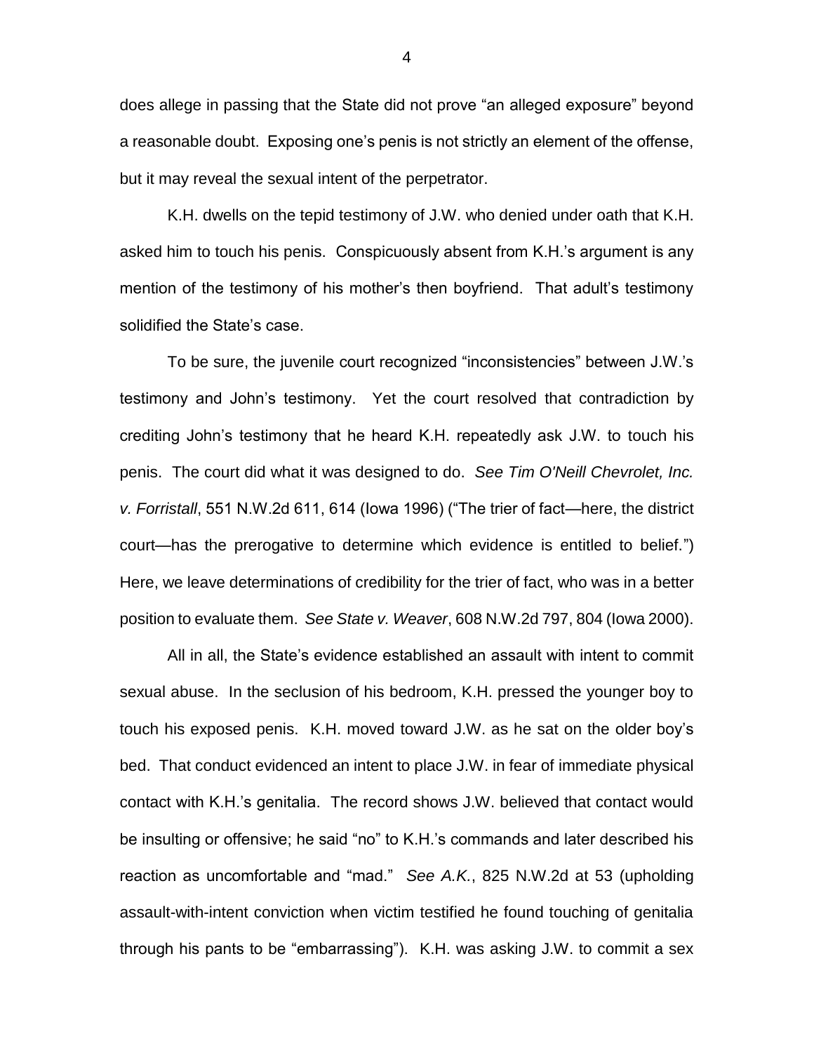does allege in passing that the State did not prove "an alleged exposure" beyond a reasonable doubt. Exposing one's penis is not strictly an element of the offense, but it may reveal the sexual intent of the perpetrator.

K.H. dwells on the tepid testimony of J.W. who denied under oath that K.H. asked him to touch his penis. Conspicuously absent from K.H.'s argument is any mention of the testimony of his mother's then boyfriend. That adult's testimony solidified the State's case.

To be sure, the juvenile court recognized "inconsistencies" between J.W.'s testimony and John's testimony. Yet the court resolved that contradiction by crediting John's testimony that he heard K.H. repeatedly ask J.W. to touch his penis. The court did what it was designed to do. *See Tim O'Neill Chevrolet, Inc. v. Forristall*, 551 N.W.2d 611, 614 (Iowa 1996) ("The trier of fact—here, the district court—has the prerogative to determine which evidence is entitled to belief.") Here, we leave determinations of credibility for the trier of fact, who was in a better position to evaluate them. *See State v. Weaver*, 608 N.W.2d 797, 804 (Iowa 2000).

All in all, the State's evidence established an assault with intent to commit sexual abuse. In the seclusion of his bedroom, K.H. pressed the younger boy to touch his exposed penis. K.H. moved toward J.W. as he sat on the older boy's bed. That conduct evidenced an intent to place J.W. in fear of immediate physical contact with K.H.'s genitalia. The record shows J.W. believed that contact would be insulting or offensive; he said "no" to K.H.'s commands and later described his reaction as uncomfortable and "mad." *See A.K.*, 825 N.W.2d at 53 (upholding assault-with-intent conviction when victim testified he found touching of genitalia through his pants to be "embarrassing"). K.H. was asking J.W. to commit a sex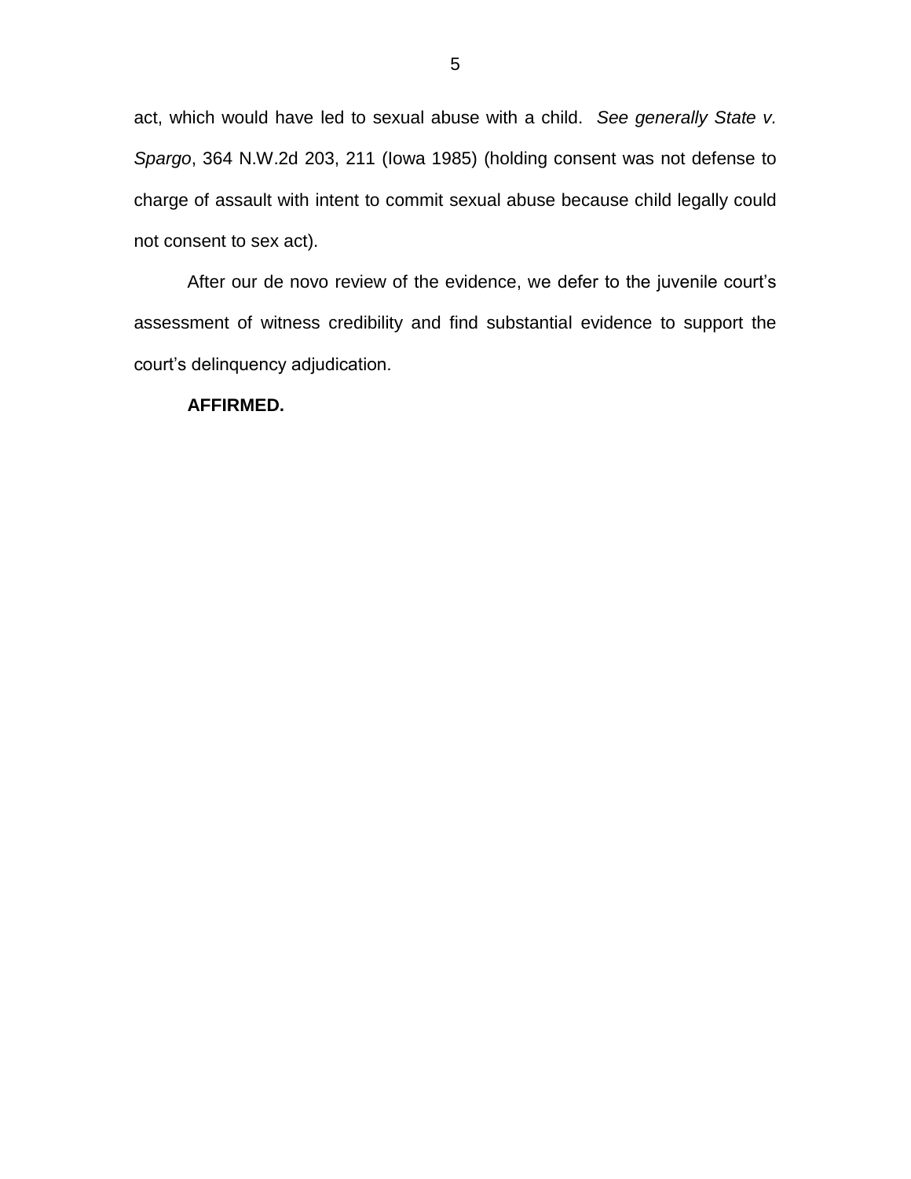act, which would have led to sexual abuse with a child. *See generally State v. Spargo*, 364 N.W.2d 203, 211 (Iowa 1985) (holding consent was not defense to charge of assault with intent to commit sexual abuse because child legally could not consent to sex act).

After our de novo review of the evidence, we defer to the juvenile court's assessment of witness credibility and find substantial evidence to support the court's delinquency adjudication.

**AFFIRMED.**